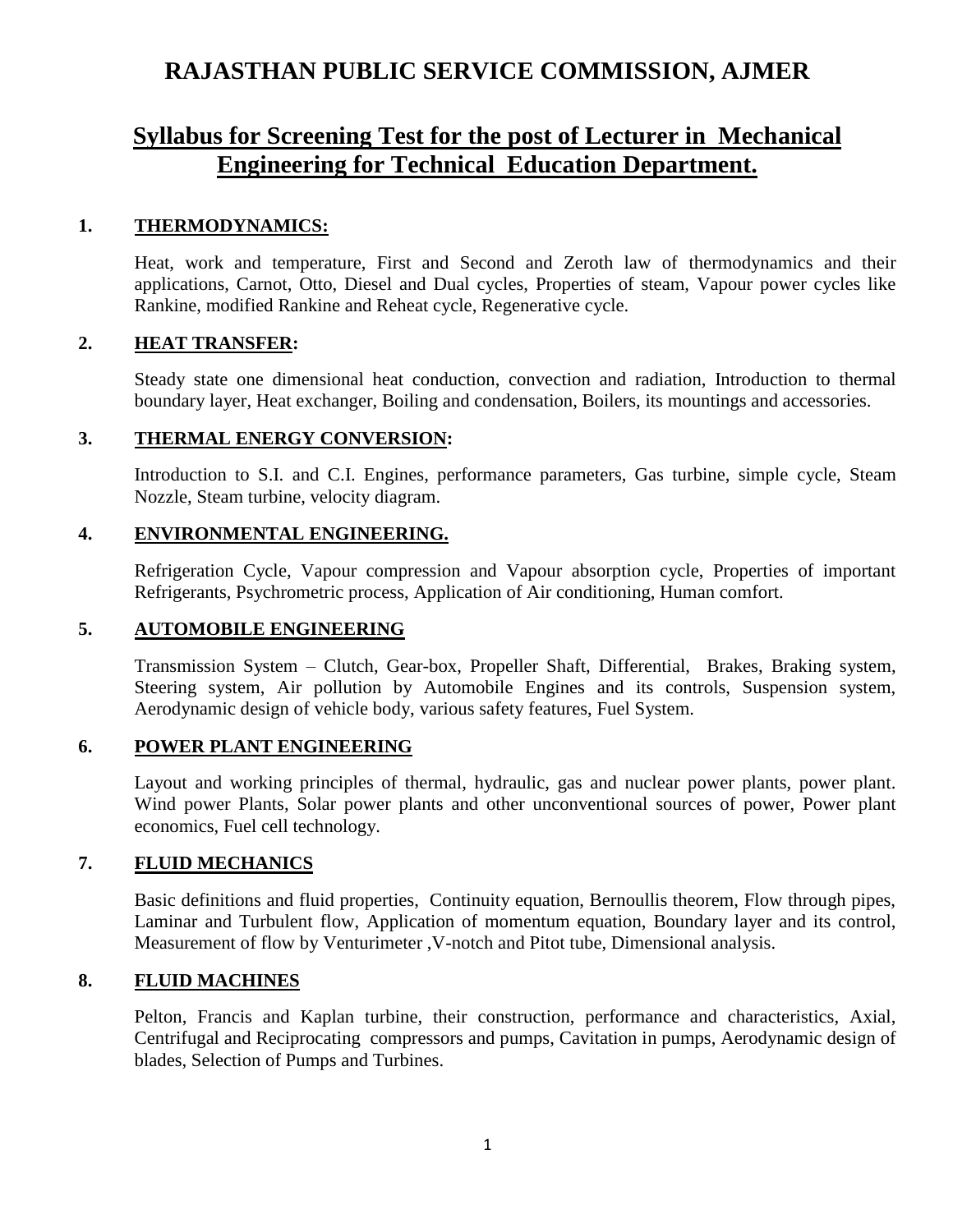# RAJASTHAN PUBLIC SERVICE COMMISSION, AJMER

## Syllabus for Screening Test for the post of Lecturer in Mechanical Engineering for Technical Education Department.

### 1. THERMODYNAMICS:

Heat, work and temperature, First and Second and Zeroth law of thermodynamics and their applications, Carnot, Otto, Diesel and Dual cycles, Properties of steam, Vapour power cycles like Rankine, modified Rankine and Reheat cycle, Regenerative cycle.

### 2. HEAT TRANSFER:

Steady state one dimensional heat conduction, convection and radiation, Introduction to thermal boundary layer, Heat exchanger, Boiling and condensation, Boilers, its mountings and accessories.

### 3. THERMAL ENERGY CONVERSION:

Introduction to S.I. and C.I. Engines, performance parameters, Gas turbine, simple cycle, Steam Nozzle, Steam turbine, velocity diagram.

### 4. ENVIRONMENTAL ENGINEERING.

Refrigeration Cycle, Vapour compression and Vapour absorption cycle, Properties of important Refrigerants, Psychrometric process, Application of Air conditioning, Human comfort.

### 5. AUTOMOBILE ENGINEERING

Transmission System – Clutch, Gear-box, Propeller Shaft, Differential, Brakes, Braking system, Steering system, Air pollution by Automobile Engines and its controls, Suspension system, Aerodynamic design of vehicle body, various safety features, Fuel System.

### 6. POWER PLANT ENGINEERING

Layout and working principles of thermal, hydraulic, gas and nuclear power plants, power plant. Wind power Plants, Solar power plants and other unconventional sources of power, Power plant economics, Fuel cell technology.

### 7. FLUID MECHANICS

Basic definitions and fluid properties, Continuity equation, Bernoullis theorem, Flow through pipes, Laminar and Turbulent flow, Application of momentum equation, Boundary layer and its control, Measurement of flow by Venturimeter ,V-notch and Pitot tube, Dimensional analysis.

### 8. FLUID MACHINES

Pelton, Francis and Kaplan turbine, their construction, performance and characteristics, Axial, Centrifugal and Reciprocating compressors and pumps, Cavitation in pumps, Aerodynamic design of blades, Selection of Pumps and Turbines.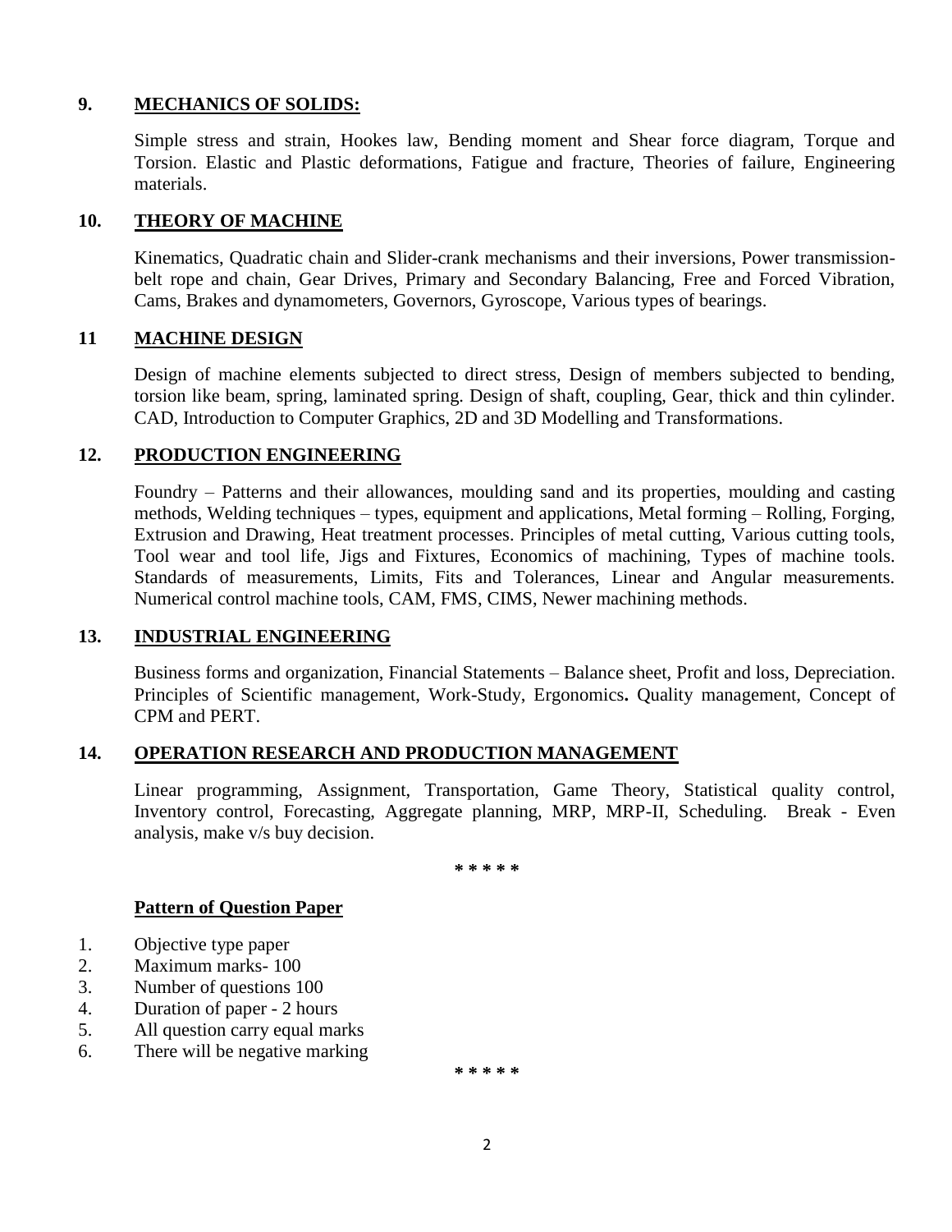## 9. MECHANICS OF SOLIDS:

Simple stress and strain, Hookes law, Bending moment and Shear force diagram, Torque and Torsion. Elastic and Plastic deformations, Fatigue and fracture, Theories of failure, Engineering materials.

## 10. THEORY OF MACHINE

Kinematics, Quadratic chain and Slider-crank mechanisms and their inversions, Power transmission-belt rope and chain, Gear Drives, Primary and Secondary Balancing, Free and Forced Vibration, Cams, Brakes and dynamometers, Governors, Gyroscope, Various types of bearings.

## 11 MACHINE DESIGN

Design of machine elements subjected to direct stress, Design of members subjected to bending, torsion like beam, spring, laminated spring. Design of shaft, coupling, Gear, thick and thin cylinder. CAD, Introduction to Computer Graphics, 2D and 3D Modelling and Transformations.

## 12. PRODUCTION ENGINEERING

Foundry – Patterns and their allowances, moulding sand and its properties, moulding and casting methods, Welding techniques – types, equipment and applications, Metal forming – Rolling, Forging, Extrusion and Drawing, Heat treatment processes. Principles of metal cutting, Various cutting tools, Tool wear and tool life, Jigs and Fixtures, Economics of machining, Types of machine tools. Standards of measurements, Limits, Fits and Tolerances, Linear and Angular measurements. Numerical control machine tools, CAM, FMS, CIMS, Newer machining methods.

## 13. INDUSTRIAL ENGINEERING

Business forms and organization, Financial Statements – Balance sheet, Profit and loss, Depreciation. Principles of Scientific management, Work-Study, Ergonomics**.** Quality management, Concept of CPM and PERT.

## 14. OPERATION RESEARCH AND PRODUCTION MANAGEMENT

Linear programming, Assignment, Transportation, Game Theory, Statistical quality control, Inventory control, Forecasting, Aggregate planning, MRP, MRP-II, Scheduling. Break - Even analysis, make v/s buy decision.

\* \* \* \* \*

### Pattern of Question Paper

1. Objective type paper
2. Maximum marks- 100
3. Number of questions 100
4. Duration of paper - 2 hours
5. All question carry equal marks
6. There will be negative marking

\* \* \* \* \*